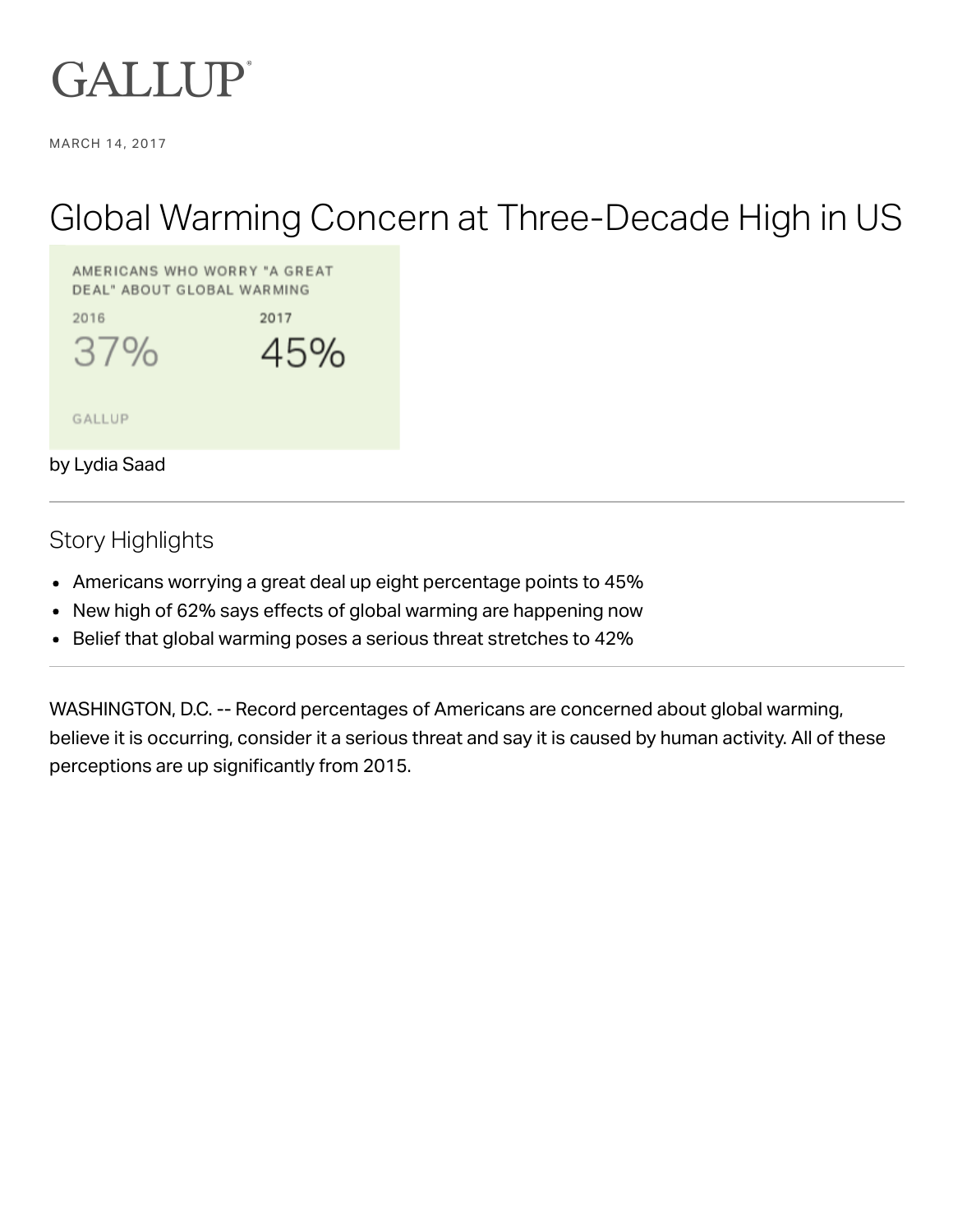GALLUP

MARCH 14, 2017

# Global Warming Concern at Three-Decade High in US

AMERICANS WHO WORRY "A GREAT DEAL" ABOUT GLOBAL WARMING

| 2016 | 2017 |
|---|---|
| 37% | 45% |

GALLUP

by Lydia Saad

## Story Highlights

- Americans worrying a great deal up eight percentage points to 45%
- New high of 62% says effects of global warming are happening now
- Belief that global warming poses a serious threat stretches to 42%

WASHINGTON, D.C. -- Record percentages of Americans are concerned about global warming, believe it is occurring, consider it a serious threat and say it is caused by human activity. All of these perceptions are up significantly from 2015.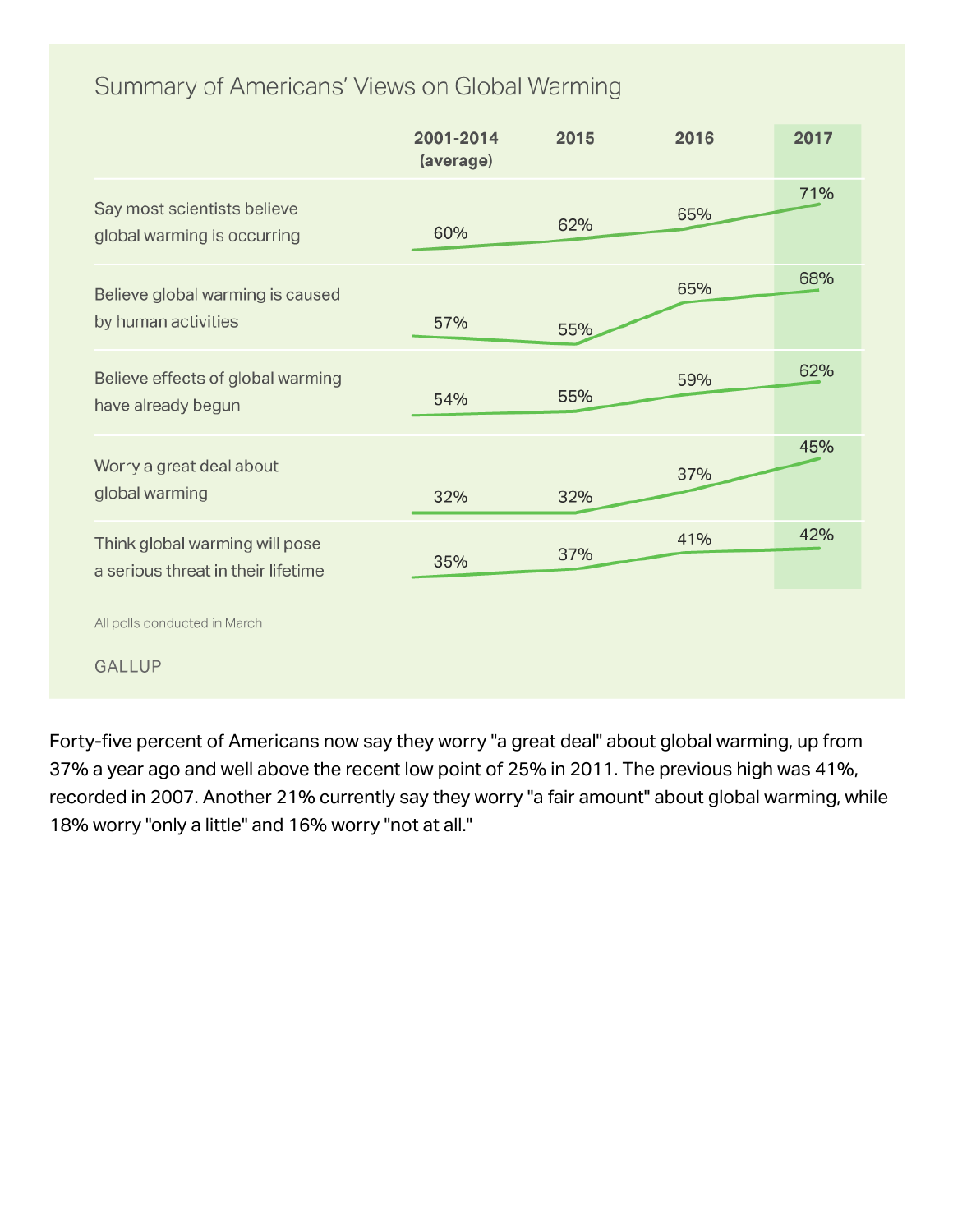## Summary of Americans' Views on Global Warming

| | 2001-2014 (average) | 2015 | 2016 | 2017 |
|---|---|---|---|---|
| Say most scientists believe global warming is occurring | 60% | 62% | 65% | 71% |
| Believe global warming is caused by human activities | 57% | 55% | 65% | 68% |
| Believe effects of global warming have already begun | 54% | 55% | 59% | 62% |
| Worry a great deal about global warming | 32% | 32% | 37% | 45% |
| Think global warming will pose a serious threat in their lifetime | 35% | 37% | 41% | 42% |

All polls conducted in March

GALLUP

Forty-five percent of Americans now say they worry "a great deal" about global warming, up from 37% a year ago and well above the recent low point of 25% in 2011. The previous high was 41%, recorded in 2007. Another 21% currently say they worry "a fair amount" about global warming, while 18% worry "only a little" and 16% worry "not at all."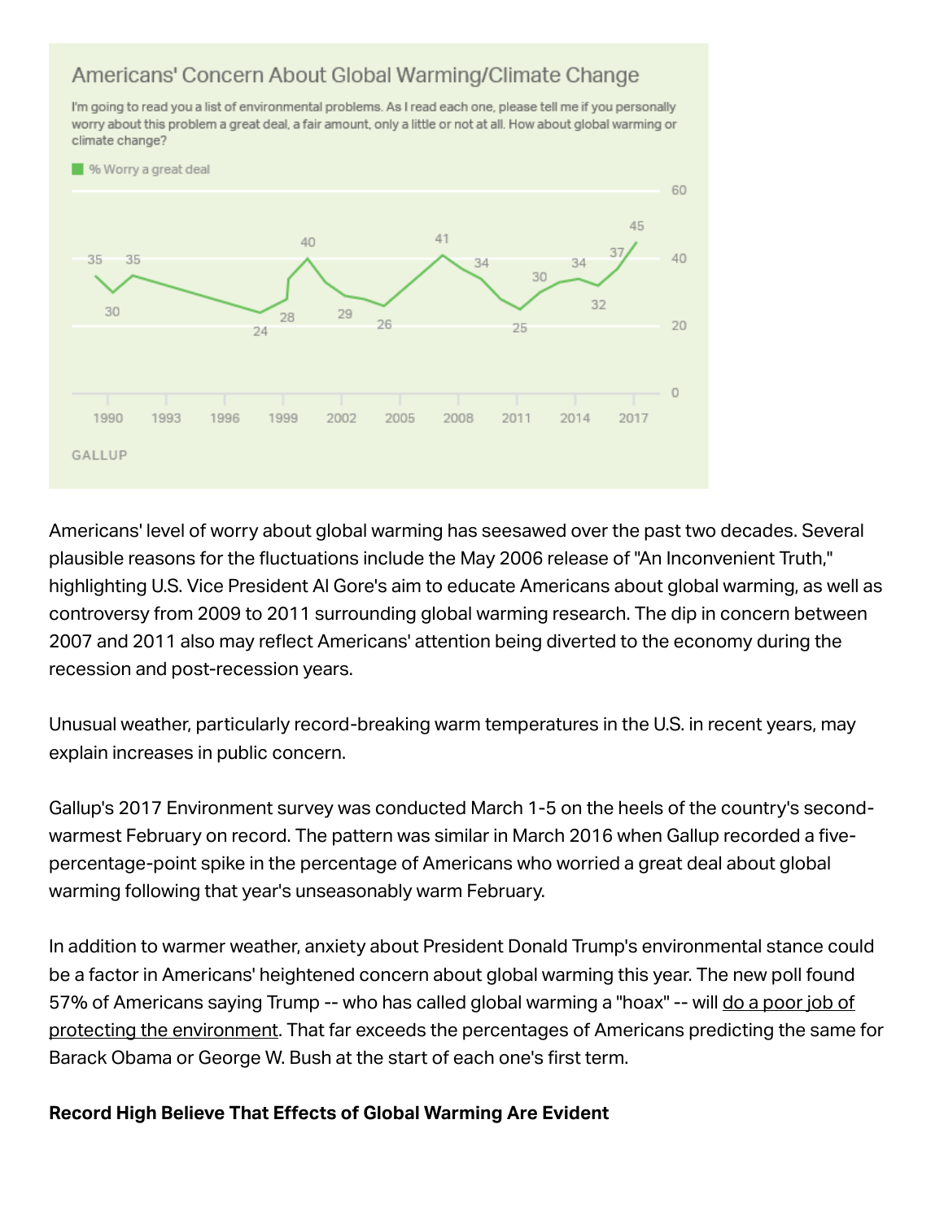### Americans' Concern About Global Warming/Climate Change

I'm going to read you a list of environmental problems. As I read each one, please tell me if you personally worry about this problem a great deal, a fair amount, only a little or not at all. How about global warming or climate change?

% Worry a great deal

GALLUP

Americans' level of worry about global warming has seesawed over the past two decades. Several plausible reasons for the fluctuations include the May 2006 release of "An Inconvenient Truth," highlighting U.S. Vice President Al Gore's aim to educate Americans about global warming, as well as controversy from 2009 to 2011 surrounding global warming research. The dip in concern between 2007 and 2011 also may reflect Americans' attention being diverted to the economy during the recession and post-recession years.

Unusual weather, particularly record-breaking warm temperatures in the U.S. in recent years, may explain increases in public concern.

Gallup's 2017 Environment survey was conducted March 1-5 on the heels of the country's second-warmest February on record. The pattern was similar in March 2016 when Gallup recorded a five-percentage-point spike in the percentage of Americans who worried a great deal about global warming following that year's unseasonably warm February.

In addition to warmer weather, anxiety about President Donald Trump's environmental stance could be a factor in Americans' heightened concern about global warming this year. The new poll found 57% of Americans saying Trump -- who has called global warming a "hoax" -- will do a poor job of protecting the environment. That far exceeds the percentages of Americans predicting the same for Barack Obama or George W. Bush at the start of each one's first term.

**Record High Believe That Effects of Global Warming Are Evident**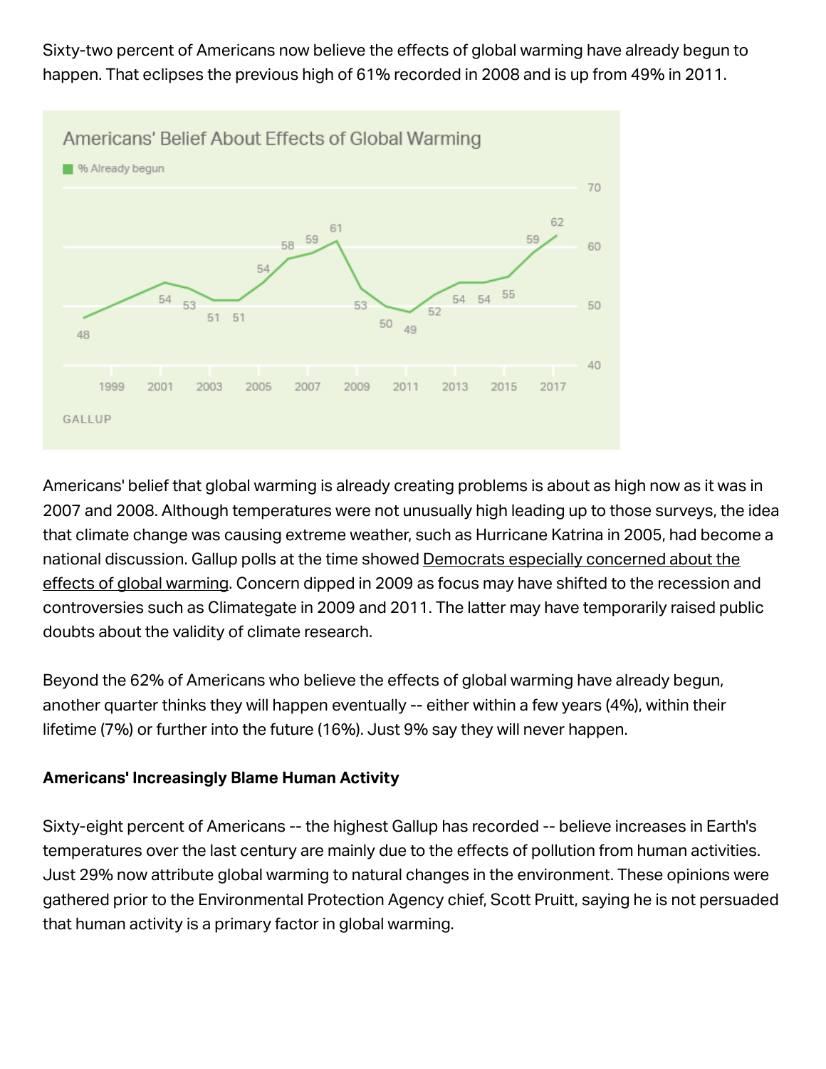Sixty-two percent of Americans now believe the effects of global warming have already begun to happen. That eclipses the previous high of 61% recorded in 2008 and is up from 49% in 2011.

**Americans' Belief About Effects of Global Warming**

% Already begun

GALLUP

Americans' belief that global warming is already creating problems is about as high now as it was in 2007 and 2008. Although temperatures were not unusually high leading up to those surveys, the idea that climate change was causing extreme weather, such as Hurricane Katrina in 2005, had become a national discussion. Gallup polls at the time showed Democrats especially concerned about the effects of global warming. Concern dipped in 2009 as focus may have shifted to the recession and controversies such as Climategate in 2009 and 2011. The latter may have temporarily raised public doubts about the validity of climate research.

Beyond the 62% of Americans who believe the effects of global warming have already begun, another quarter thinks they will happen eventually -- either within a few years (4%), within their lifetime (7%) or further into the future (16%). Just 9% say they will never happen.

**Americans' Increasingly Blame Human Activity**

Sixty-eight percent of Americans -- the highest Gallup has recorded -- believe increases in Earth's temperatures over the last century are mainly due to the effects of pollution from human activities. Just 29% now attribute global warming to natural changes in the environment. These opinions were gathered prior to the Environmental Protection Agency chief, Scott Pruitt, saying he is not persuaded that human activity is a primary factor in global warming.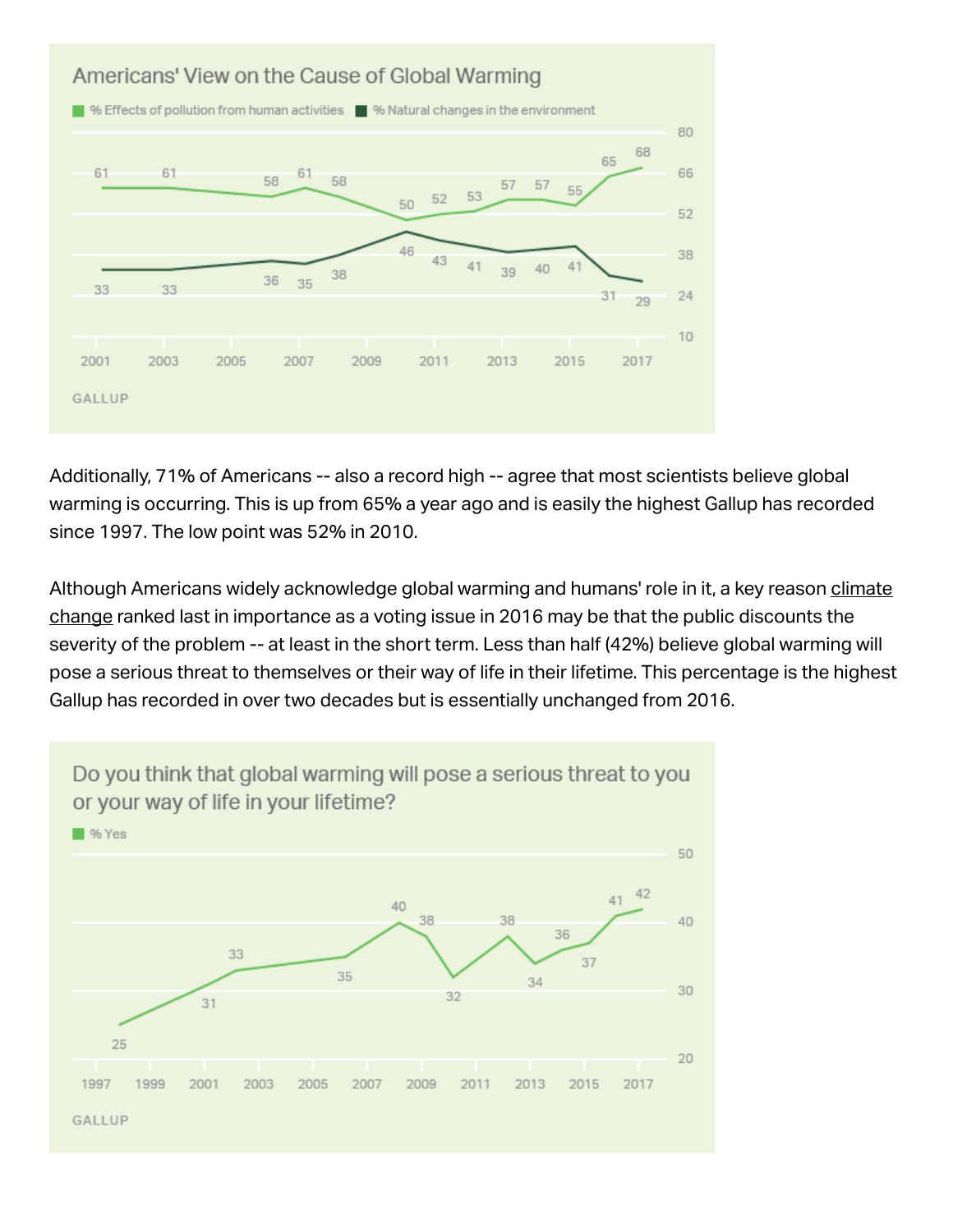Americans' View on the Cause of Global Warming

% Effects of pollution from human activities | % Natural changes in the environment

GALLUP

Additionally, 71% of Americans -- also a record high -- agree that most scientists believe global warming is occurring. This is up from 65% a year ago and is easily the highest Gallup has recorded since 1997. The low point was 52% in 2010.

Although Americans widely acknowledge global warming and humans' role in it, a key reason climate change ranked last in importance as a voting issue in 2016 may be that the public discounts the severity of the problem -- at least in the short term. Less than half (42%) believe global warming will pose a serious threat to themselves or their way of life in their lifetime. This percentage is the highest Gallup has recorded in over two decades but is essentially unchanged from 2016.

Do you think that global warming will pose a serious threat to you or your way of life in your lifetime?

% Yes

GALLUP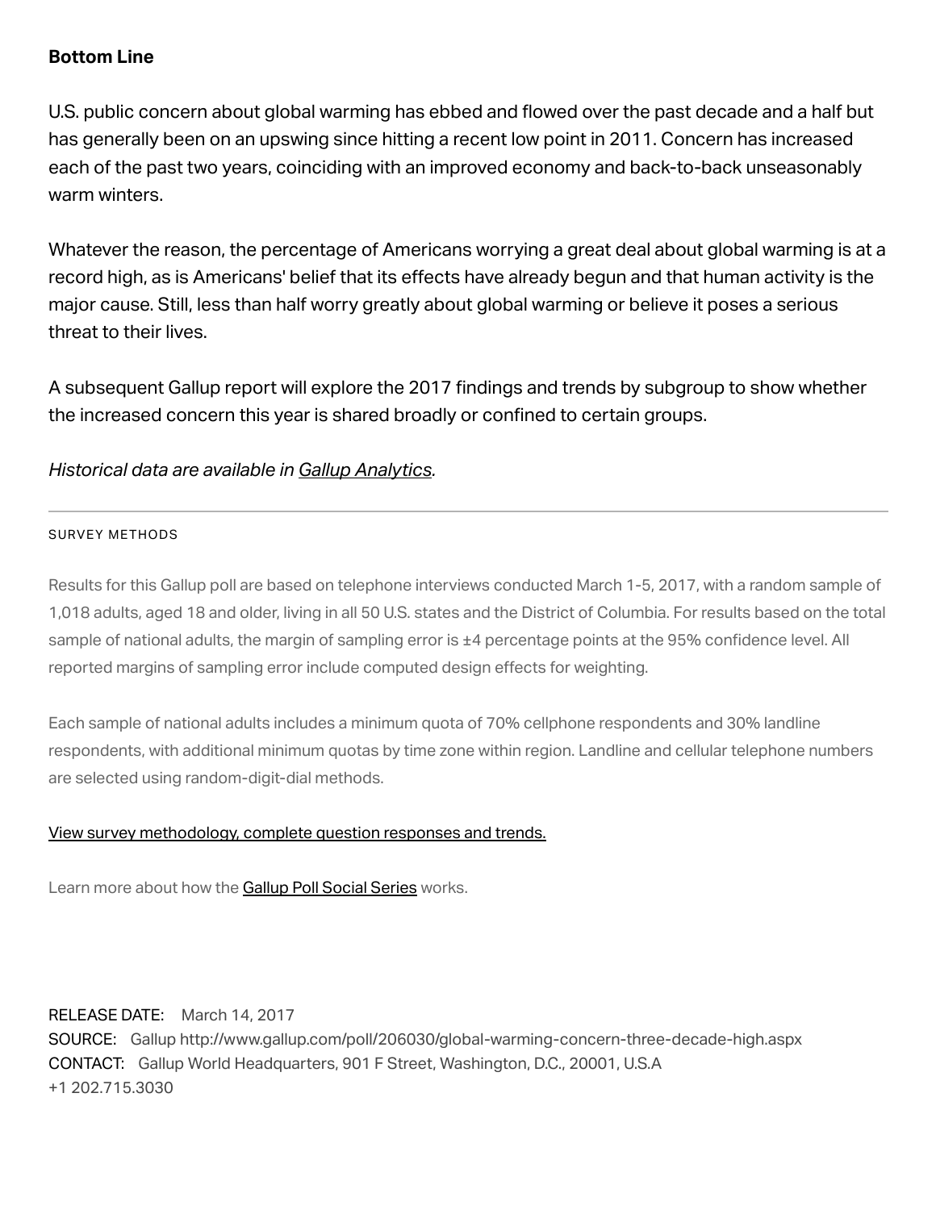**Bottom Line**

U.S. public concern about global warming has ebbed and flowed over the past decade and a half but has generally been on an upswing since hitting a recent low point in 2011. Concern has increased each of the past two years, coinciding with an improved economy and back-to-back unseasonably warm winters.

Whatever the reason, the percentage of Americans worrying a great deal about global warming is at a record high, as is Americans' belief that its effects have already begun and that human activity is the major cause. Still, less than half worry greatly about global warming or believe it poses a serious threat to their lives.

A subsequent Gallup report will explore the 2017 findings and trends by subgroup to show whether the increased concern this year is shared broadly or confined to certain groups.

*Historical data are available in Gallup Analytics.*

---

SURVEY METHODS

Results for this Gallup poll are based on telephone interviews conducted March 1-5, 2017, with a random sample of 1,018 adults, aged 18 and older, living in all 50 U.S. states and the District of Columbia. For results based on the total sample of national adults, the margin of sampling error is ±4 percentage points at the 95% confidence level. All reported margins of sampling error include computed design effects for weighting.

Each sample of national adults includes a minimum quota of 70% cellphone respondents and 30% landline respondents, with additional minimum quotas by time zone within region. Landline and cellular telephone numbers are selected using random-digit-dial methods.

View survey methodology, complete question responses and trends.

Learn more about how the Gallup Poll Social Series works.

RELEASE DATE: March 14, 2017
SOURCE: Gallup http://www.gallup.com/poll/206030/global-warming-concern-three-decade-high.aspx
CONTACT: Gallup World Headquarters, 901 F Street, Washington, D.C., 20001, U.S.A
+1 202.715.3030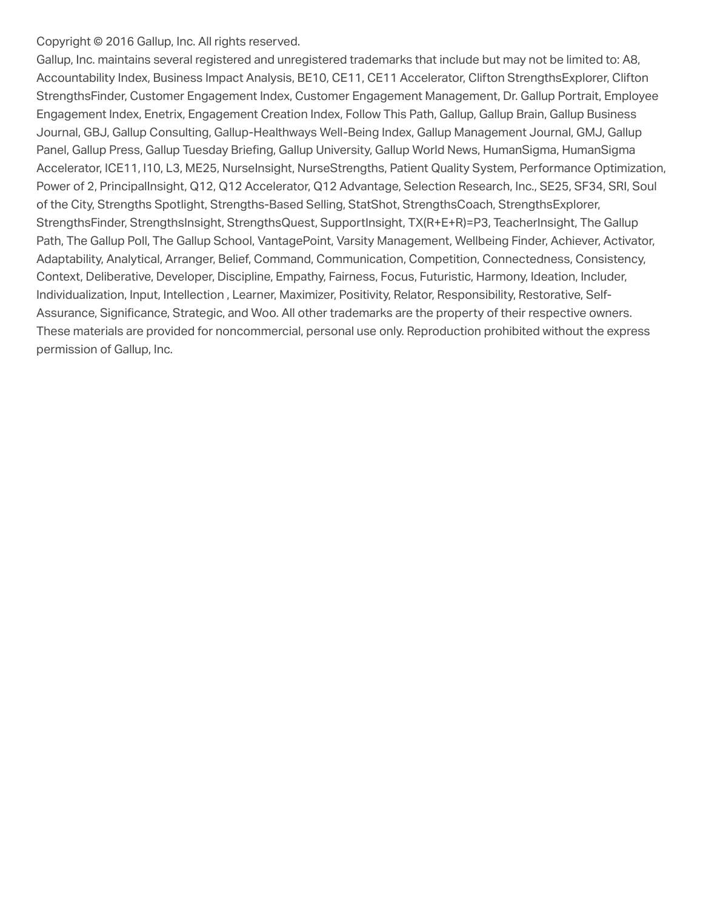Copyright © 2016 Gallup, Inc. All rights reserved.

Gallup, Inc. maintains several registered and unregistered trademarks that include but may not be limited to: A8, Accountability Index, Business Impact Analysis, BE10, CE11, CE11 Accelerator, Clifton StrengthsExplorer, Clifton StrengthsFinder, Customer Engagement Index, Customer Engagement Management, Dr. Gallup Portrait, Employee Engagement Index, Enetrix, Engagement Creation Index, Follow This Path, Gallup, Gallup Brain, Gallup Business Journal, GBJ, Gallup Consulting, Gallup-Healthways Well-Being Index, Gallup Management Journal, GMJ, Gallup Panel, Gallup Press, Gallup Tuesday Briefing, Gallup University, Gallup World News, HumanSigma, HumanSigma Accelerator, ICE11, I10, L3, ME25, NurseInsight, NurseStrengths, Patient Quality System, Performance Optimization, Power of 2, PrincipalInsight, Q12, Q12 Accelerator, Q12 Advantage, Selection Research, Inc., SE25, SF34, SRI, Soul of the City, Strengths Spotlight, Strengths-Based Selling, StatShot, StrengthsCoach, StrengthsExplorer, StrengthsFinder, StrengthsInsight, StrengthsQuest, SupportInsight, TX(R+E+R)=P3, TeacherInsight, The Gallup Path, The Gallup Poll, The Gallup School, VantagePoint, Varsity Management, Wellbeing Finder, Achiever, Activator, Adaptability, Analytical, Arranger, Belief, Command, Communication, Competition, Connectedness, Consistency, Context, Deliberative, Developer, Discipline, Empathy, Fairness, Focus, Futuristic, Harmony, Ideation, Includer, Individualization, Input, Intellection , Learner, Maximizer, Positivity, Relator, Responsibility, Restorative, Self-Assurance, Significance, Strategic, and Woo. All other trademarks are the property of their respective owners. These materials are provided for noncommercial, personal use only. Reproduction prohibited without the express permission of Gallup, Inc.